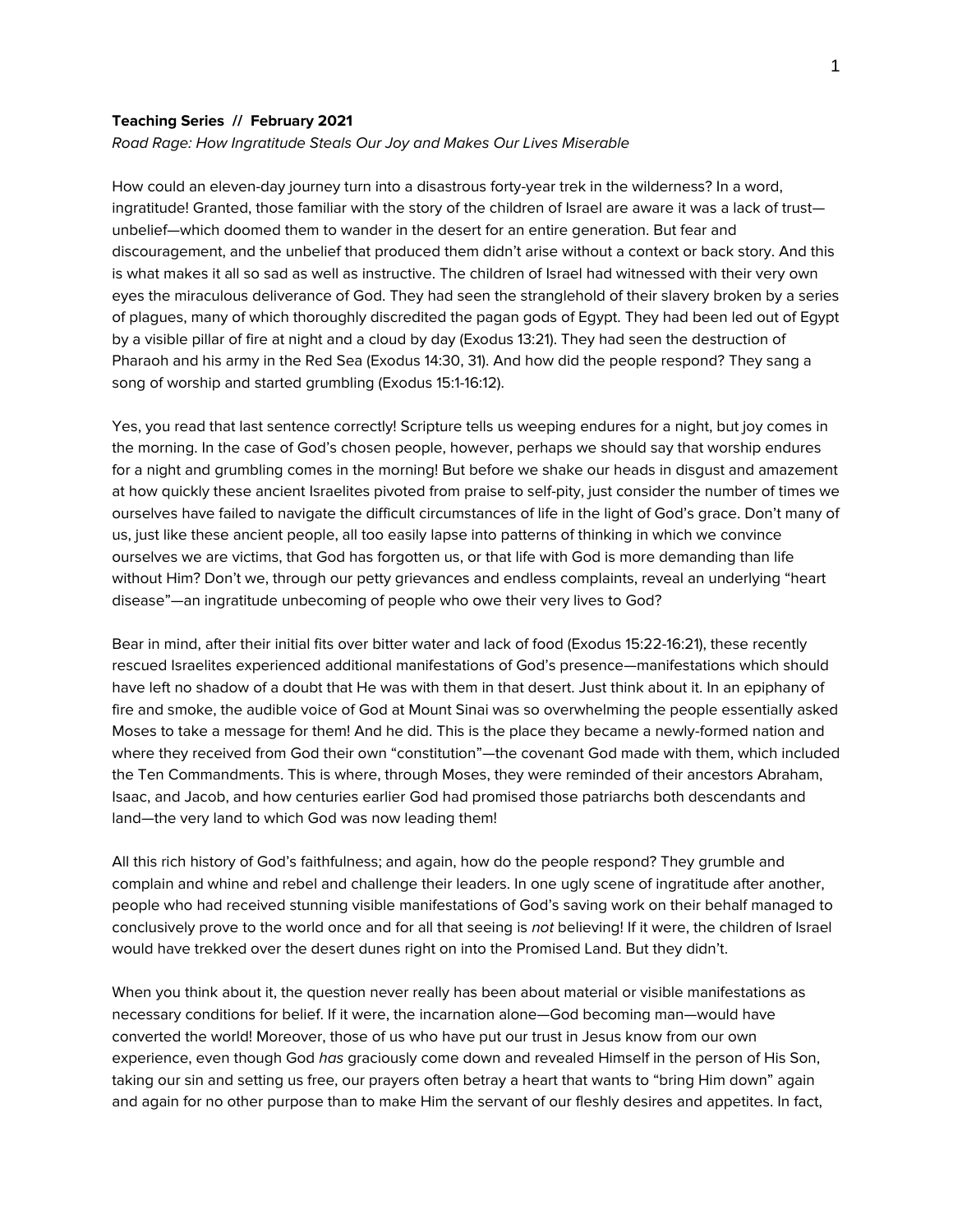**Teaching Series // February 2021**

*Road Rage: How Ingratitude Steals Our Joy and Makes Our Lives Miserable*

How could an eleven-day journey turn into a disastrous forty-year trek in the wilderness? In a word, ingratitude! Granted, those familiar with the story of the children of Israel are aware it was a lack of trust—unbelief—which doomed them to wander in the desert for an entire generation. But fear and discouragement, and the unbelief that produced them didn't arise without a context or back story. And this is what makes it all so sad as well as instructive. The children of Israel had witnessed with their very own eyes the miraculous deliverance of God. They had seen the stranglehold of their slavery broken by a series of plagues, many of which thoroughly discredited the pagan gods of Egypt. They had been led out of Egypt by a visible pillar of fire at night and a cloud by day (Exodus 13:21). They had seen the destruction of Pharaoh and his army in the Red Sea (Exodus 14:30, 31). And how did the people respond? They sang a song of worship and started grumbling (Exodus 15:1-16:12).

Yes, you read that last sentence correctly! Scripture tells us weeping endures for a night, but joy comes in the morning. In the case of God's chosen people, however, perhaps we should say that worship endures for a night and grumbling comes in the morning! But before we shake our heads in disgust and amazement at how quickly these ancient Israelites pivoted from praise to self-pity, just consider the number of times we ourselves have failed to navigate the difficult circumstances of life in the light of God's grace. Don't many of us, just like these ancient people, all too easily lapse into patterns of thinking in which we convince ourselves we are victims, that God has forgotten us, or that life with God is more demanding than life without Him? Don't we, through our petty grievances and endless complaints, reveal an underlying "heart disease"—an ingratitude unbecoming of people who owe their very lives to God?

Bear in mind, after their initial fits over bitter water and lack of food (Exodus 15:22-16:21), these recently rescued Israelites experienced additional manifestations of God's presence—manifestations which should have left no shadow of a doubt that He was with them in that desert. Just think about it. In an epiphany of fire and smoke, the audible voice of God at Mount Sinai was so overwhelming the people essentially asked Moses to take a message for them! And he did. This is the place they became a newly-formed nation and where they received from God their own "constitution"—the covenant God made with them, which included the Ten Commandments. This is where, through Moses, they were reminded of their ancestors Abraham, Isaac, and Jacob, and how centuries earlier God had promised those patriarchs both descendants and land—the very land to which God was now leading them!

All this rich history of God's faithfulness; and again, how do the people respond? They grumble and complain and whine and rebel and challenge their leaders. In one ugly scene of ingratitude after another, people who had received stunning visible manifestations of God's saving work on their behalf managed to conclusively prove to the world once and for all that seeing is *not* believing! If it were, the children of Israel would have trekked over the desert dunes right on into the Promised Land. But they didn't.

When you think about it, the question never really has been about material or visible manifestations as necessary conditions for belief. If it were, the incarnation alone—God becoming man—would have converted the world! Moreover, those of us who have put our trust in Jesus know from our own experience, even though God *has* graciously come down and revealed Himself in the person of His Son, taking our sin and setting us free, our prayers often betray a heart that wants to "bring Him down" again and again for no other purpose than to make Him the servant of our fleshly desires and appetites. In fact,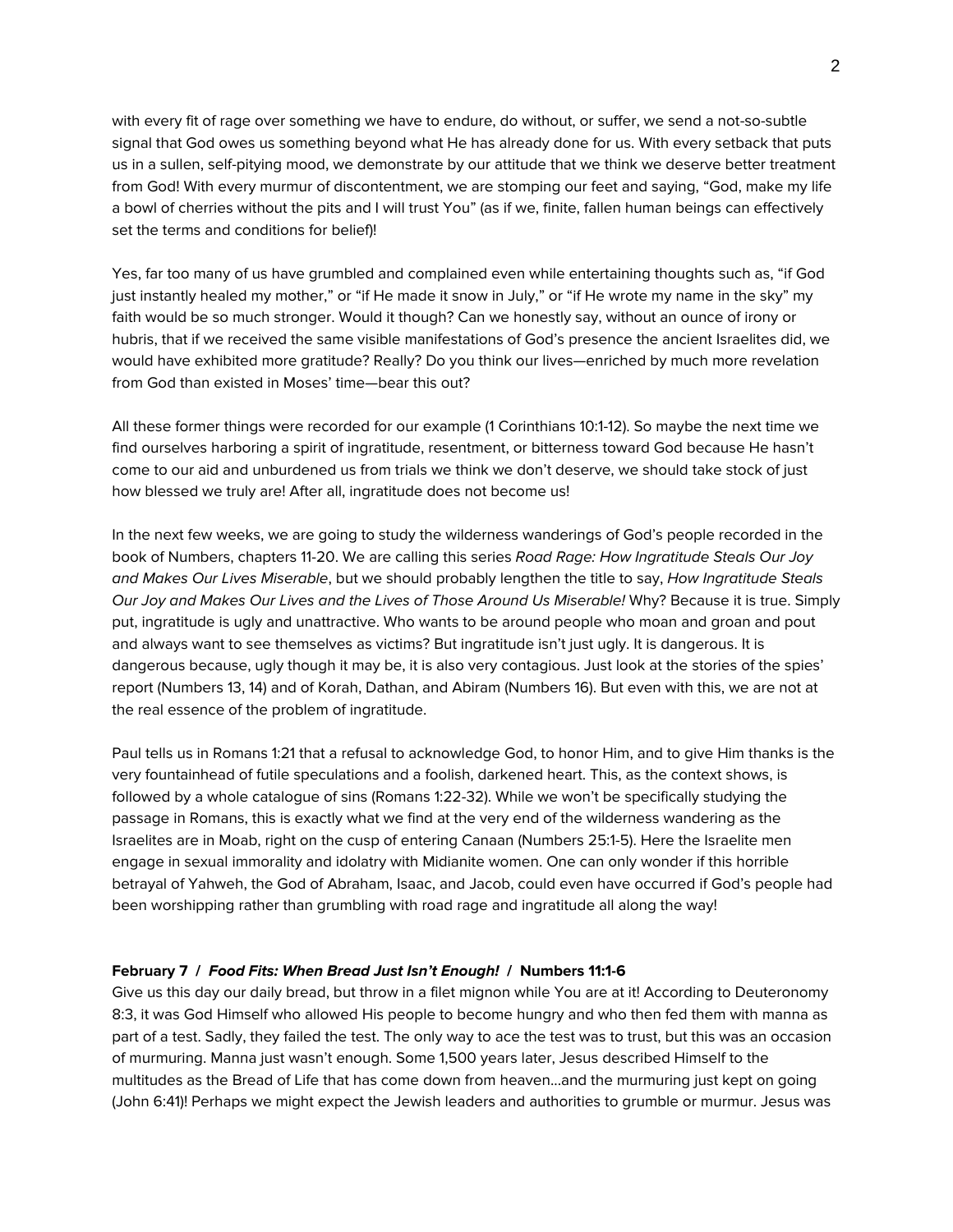with every fit of rage over something we have to endure, do without, or suffer, we send a not-so-subtle signal that God owes us something beyond what He has already done for us. With every setback that puts us in a sullen, self-pitying mood, we demonstrate by our attitude that we think we deserve better treatment from God! With every murmur of discontentment, we are stomping our feet and saying, "God, make my life a bowl of cherries without the pits and I will trust You" (as if we, finite, fallen human beings can effectively set the terms and conditions for belief)!

Yes, far too many of us have grumbled and complained even while entertaining thoughts such as, "if God just instantly healed my mother," or "if He made it snow in July," or "if He wrote my name in the sky" my faith would be so much stronger. Would it though? Can we honestly say, without an ounce of irony or hubris, that if we received the same visible manifestations of God's presence the ancient Israelites did, we would have exhibited more gratitude? Really? Do you think our lives—enriched by much more revelation from God than existed in Moses' time—bear this out?

All these former things were recorded for our example (1 Corinthians 10:1-12). So maybe the next time we find ourselves harboring a spirit of ingratitude, resentment, or bitterness toward God because He hasn't come to our aid and unburdened us from trials we think we don't deserve, we should take stock of just how blessed we truly are! After all, ingratitude does not become us!

In the next few weeks, we are going to study the wilderness wanderings of God's people recorded in the book of Numbers, chapters 11-20. We are calling this series *Road Rage: How Ingratitude Steals Our Joy and Makes Our Lives Miserable*, but we should probably lengthen the title to say, *How Ingratitude Steals Our Joy and Makes Our Lives and the Lives of Those Around Us Miserable!* Why? Because it is true. Simply put, ingratitude is ugly and unattractive. Who wants to be around people who moan and groan and pout and always want to see themselves as victims? But ingratitude isn't just ugly. It is dangerous. It is dangerous because, ugly though it may be, it is also very contagious. Just look at the stories of the spies' report (Numbers 13, 14) and of Korah, Dathan, and Abiram (Numbers 16). But even with this, we are not at the real essence of the problem of ingratitude.

Paul tells us in Romans 1:21 that a refusal to acknowledge God, to honor Him, and to give Him thanks is the very fountainhead of futile speculations and a foolish, darkened heart. This, as the context shows, is followed by a whole catalogue of sins (Romans 1:22-32). While we won't be specifically studying the passage in Romans, this is exactly what we find at the very end of the wilderness wandering as the Israelites are in Moab, right on the cusp of entering Canaan (Numbers 25:1-5). Here the Israelite men engage in sexual immorality and idolatry with Midianite women. One can only wonder if this horrible betrayal of Yahweh, the God of Abraham, Isaac, and Jacob, could even have occurred if God's people had been worshipping rather than grumbling with road rage and ingratitude all along the way!

**February 7 / *Food Fits: When Bread Just Isn't Enough!* / Numbers 11:1-6**

Give us this day our daily bread, but throw in a filet mignon while You are at it! According to Deuteronomy 8:3, it was God Himself who allowed His people to become hungry and who then fed them with manna as part of a test. Sadly, they failed the test. The only way to ace the test was to trust, but this was an occasion of murmuring. Manna just wasn't enough. Some 1,500 years later, Jesus described Himself to the multitudes as the Bread of Life that has come down from heaven…and the murmuring just kept on going (John 6:41)! Perhaps we might expect the Jewish leaders and authorities to grumble or murmur. Jesus was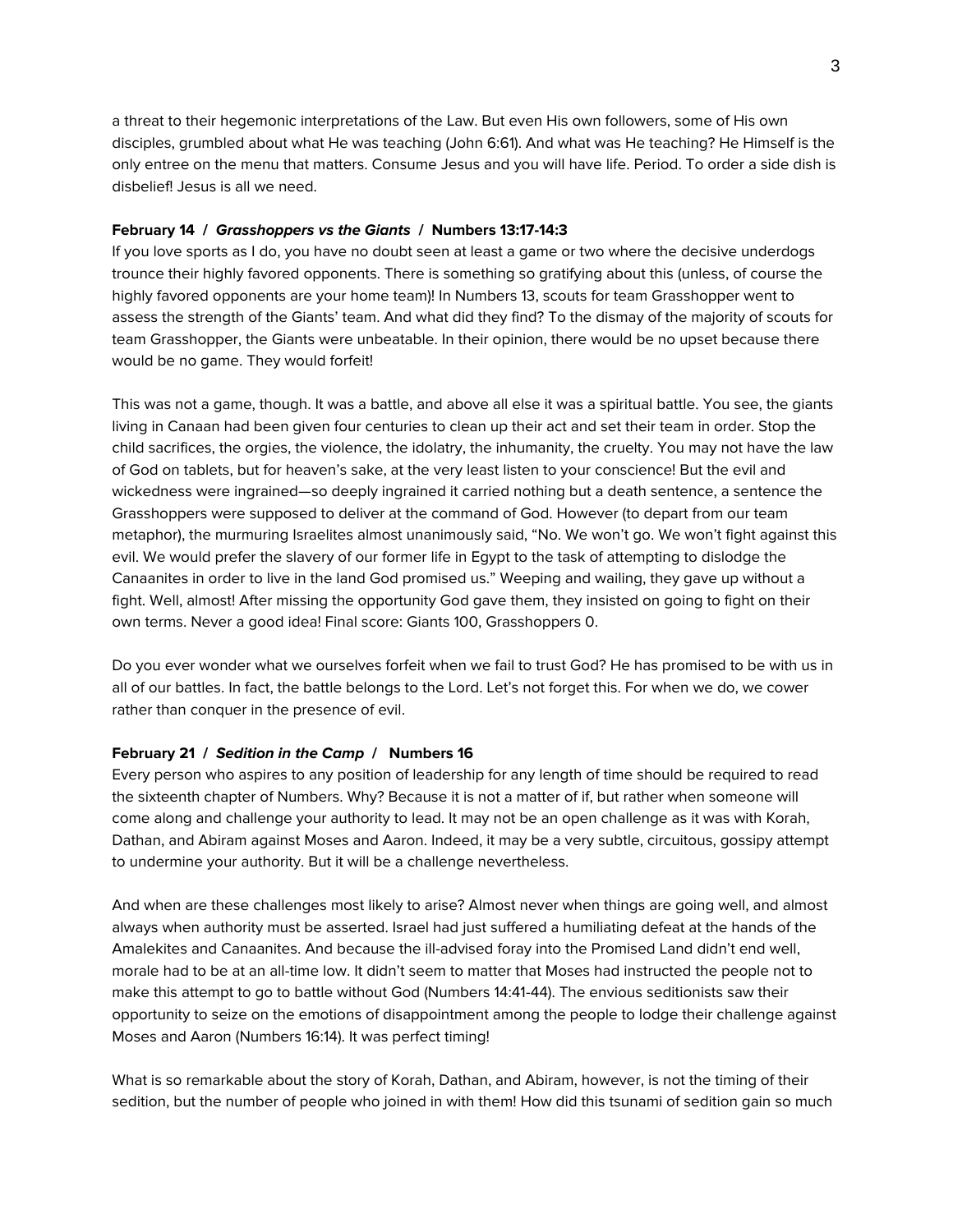a threat to their hegemonic interpretations of the Law. But even His own followers, some of His own disciples, grumbled about what He was teaching (John 6:61). And what was He teaching? He Himself is the only entree on the menu that matters. Consume Jesus and you will have life. Period. To order a side dish is disbelief! Jesus is all we need.

**February 14 / *Grasshoppers vs the Giants* / Numbers 13:17-14:3**

If you love sports as I do, you have no doubt seen at least a game or two where the decisive underdogs trounce their highly favored opponents. There is something so gratifying about this (unless, of course the highly favored opponents are your home team)! In Numbers 13, scouts for team Grasshopper went to assess the strength of the Giants' team. And what did they find? To the dismay of the majority of scouts for team Grasshopper, the Giants were unbeatable. In their opinion, there would be no upset because there would be no game. They would forfeit!

This was not a game, though. It was a battle, and above all else it was a spiritual battle. You see, the giants living in Canaan had been given four centuries to clean up their act and set their team in order. Stop the child sacrifices, the orgies, the violence, the idolatry, the inhumanity, the cruelty. You may not have the law of God on tablets, but for heaven's sake, at the very least listen to your conscience! But the evil and wickedness were ingrained—so deeply ingrained it carried nothing but a death sentence, a sentence the Grasshoppers were supposed to deliver at the command of God. However (to depart from our team metaphor), the murmuring Israelites almost unanimously said, "No. We won't go. We won't fight against this evil. We would prefer the slavery of our former life in Egypt to the task of attempting to dislodge the Canaanites in order to live in the land God promised us." Weeping and wailing, they gave up without a fight. Well, almost! After missing the opportunity God gave them, they insisted on going to fight on their own terms. Never a good idea! Final score: Giants 100, Grasshoppers 0.

Do you ever wonder what we ourselves forfeit when we fail to trust God? He has promised to be with us in all of our battles. In fact, the battle belongs to the Lord. Let's not forget this. For when we do, we cower rather than conquer in the presence of evil.

**February 21 / *Sedition in the Camp* / Numbers 16**

Every person who aspires to any position of leadership for any length of time should be required to read the sixteenth chapter of Numbers. Why? Because it is not a matter of if, but rather when someone will come along and challenge your authority to lead. It may not be an open challenge as it was with Korah, Dathan, and Abiram against Moses and Aaron. Indeed, it may be a very subtle, circuitous, gossipy attempt to undermine your authority. But it will be a challenge nevertheless.

And when are these challenges most likely to arise? Almost never when things are going well, and almost always when authority must be asserted. Israel had just suffered a humiliating defeat at the hands of the Amalekites and Canaanites. And because the ill-advised foray into the Promised Land didn't end well, morale had to be at an all-time low. It didn't seem to matter that Moses had instructed the people not to make this attempt to go to battle without God (Numbers 14:41-44). The envious seditionists saw their opportunity to seize on the emotions of disappointment among the people to lodge their challenge against Moses and Aaron (Numbers 16:14). It was perfect timing!

What is so remarkable about the story of Korah, Dathan, and Abiram, however, is not the timing of their sedition, but the number of people who joined in with them! How did this tsunami of sedition gain so much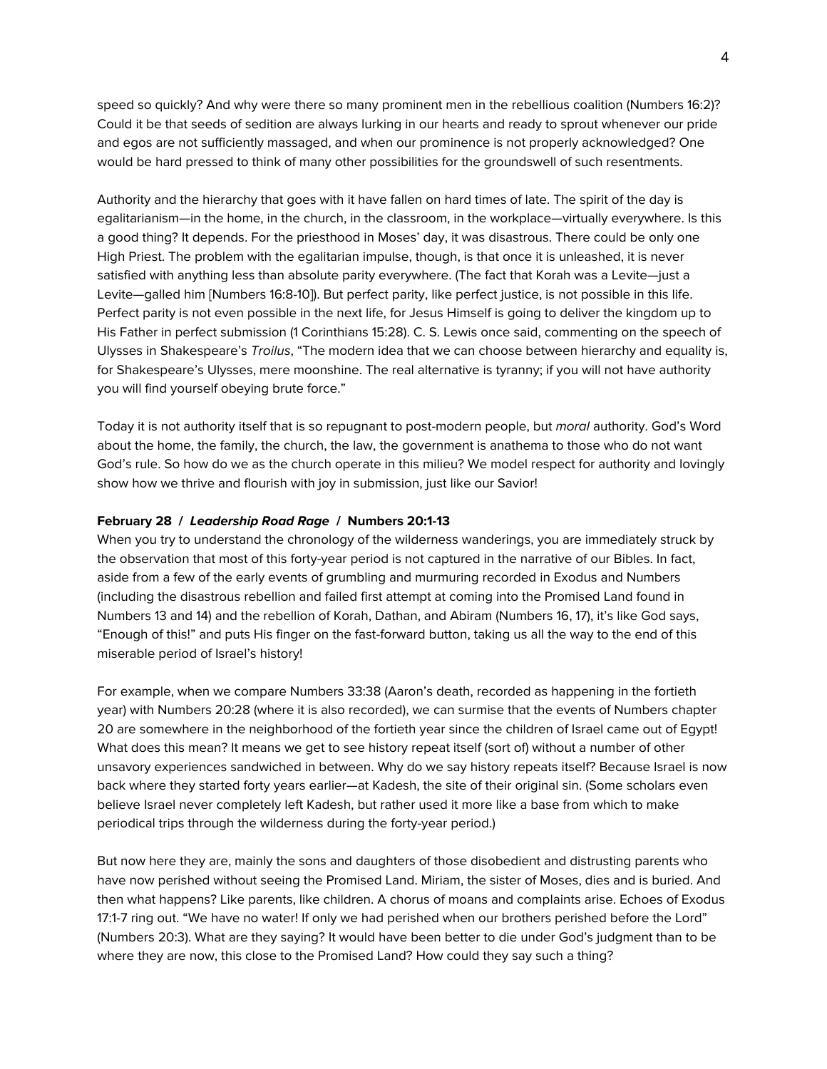speed so quickly? And why were there so many prominent men in the rebellious coalition (Numbers 16:2)? Could it be that seeds of sedition are always lurking in our hearts and ready to sprout whenever our pride and egos are not sufficiently massaged, and when our prominence is not properly acknowledged? One would be hard pressed to think of many other possibilities for the groundswell of such resentments.

Authority and the hierarchy that goes with it have fallen on hard times of late. The spirit of the day is egalitarianism—in the home, in the church, in the classroom, in the workplace—virtually everywhere. Is this a good thing? It depends. For the priesthood in Moses' day, it was disastrous. There could be only one High Priest. The problem with the egalitarian impulse, though, is that once it is unleashed, it is never satisfied with anything less than absolute parity everywhere. (The fact that Korah was a Levite—just a Levite—galled him [Numbers 16:8-10]). But perfect parity, like perfect justice, is not possible in this life. Perfect parity is not even possible in the next life, for Jesus Himself is going to deliver the kingdom up to His Father in perfect submission (1 Corinthians 15:28). C. S. Lewis once said, commenting on the speech of Ulysses in Shakespeare's *Troilus*, "The modern idea that we can choose between hierarchy and equality is, for Shakespeare's Ulysses, mere moonshine. The real alternative is tyranny; if you will not have authority you will find yourself obeying brute force."

Today it is not authority itself that is so repugnant to post-modern people, but *moral* authority. God's Word about the home, the family, the church, the law, the government is anathema to those who do not want God's rule. So how do we as the church operate in this milieu? We model respect for authority and lovingly show how we thrive and flourish with joy in submission, just like our Savior!

**February 28 / *Leadership Road Rage* / Numbers 20:1-13**

When you try to understand the chronology of the wilderness wanderings, you are immediately struck by the observation that most of this forty-year period is not captured in the narrative of our Bibles. In fact, aside from a few of the early events of grumbling and murmuring recorded in Exodus and Numbers (including the disastrous rebellion and failed first attempt at coming into the Promised Land found in Numbers 13 and 14) and the rebellion of Korah, Dathan, and Abiram (Numbers 16, 17), it's like God says, "Enough of this!" and puts His finger on the fast-forward button, taking us all the way to the end of this miserable period of Israel's history!

For example, when we compare Numbers 33:38 (Aaron's death, recorded as happening in the fortieth year) with Numbers 20:28 (where it is also recorded), we can surmise that the events of Numbers chapter 20 are somewhere in the neighborhood of the fortieth year since the children of Israel came out of Egypt! What does this mean? It means we get to see history repeat itself (sort of) without a number of other unsavory experiences sandwiched in between. Why do we say history repeats itself? Because Israel is now back where they started forty years earlier—at Kadesh, the site of their original sin. (Some scholars even believe Israel never completely left Kadesh, but rather used it more like a base from which to make periodical trips through the wilderness during the forty-year period.)

But now here they are, mainly the sons and daughters of those disobedient and distrusting parents who have now perished without seeing the Promised Land. Miriam, the sister of Moses, dies and is buried. And then what happens? Like parents, like children. A chorus of moans and complaints arise. Echoes of Exodus 17:1-7 ring out. "We have no water! If only we had perished when our brothers perished before the Lord" (Numbers 20:3). What are they saying? It would have been better to die under God's judgment than to be where they are now, this close to the Promised Land? How could they say such a thing?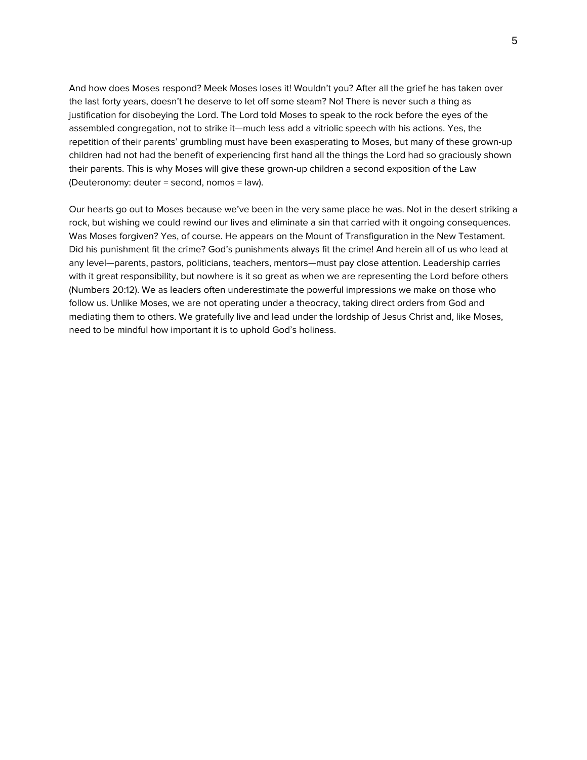And how does Moses respond? Meek Moses loses it! Wouldn't you? After all the grief he has taken over the last forty years, doesn't he deserve to let off some steam? No! There is never such a thing as justification for disobeying the Lord. The Lord told Moses to speak to the rock before the eyes of the assembled congregation, not to strike it—much less add a vitriolic speech with his actions. Yes, the repetition of their parents' grumbling must have been exasperating to Moses, but many of these grown-up children had not had the benefit of experiencing first hand all the things the Lord had so graciously shown their parents. This is why Moses will give these grown-up children a second exposition of the Law (Deuteronomy: deuter = second, nomos = law).

Our hearts go out to Moses because we've been in the very same place he was. Not in the desert striking a rock, but wishing we could rewind our lives and eliminate a sin that carried with it ongoing consequences. Was Moses forgiven? Yes, of course. He appears on the Mount of Transfiguration in the New Testament. Did his punishment fit the crime? God's punishments always fit the crime! And herein all of us who lead at any level—parents, pastors, politicians, teachers, mentors—must pay close attention. Leadership carries with it great responsibility, but nowhere is it so great as when we are representing the Lord before others (Numbers 20:12). We as leaders often underestimate the powerful impressions we make on those who follow us. Unlike Moses, we are not operating under a theocracy, taking direct orders from God and mediating them to others. We gratefully live and lead under the lordship of Jesus Christ and, like Moses, need to be mindful how important it is to uphold God's holiness.